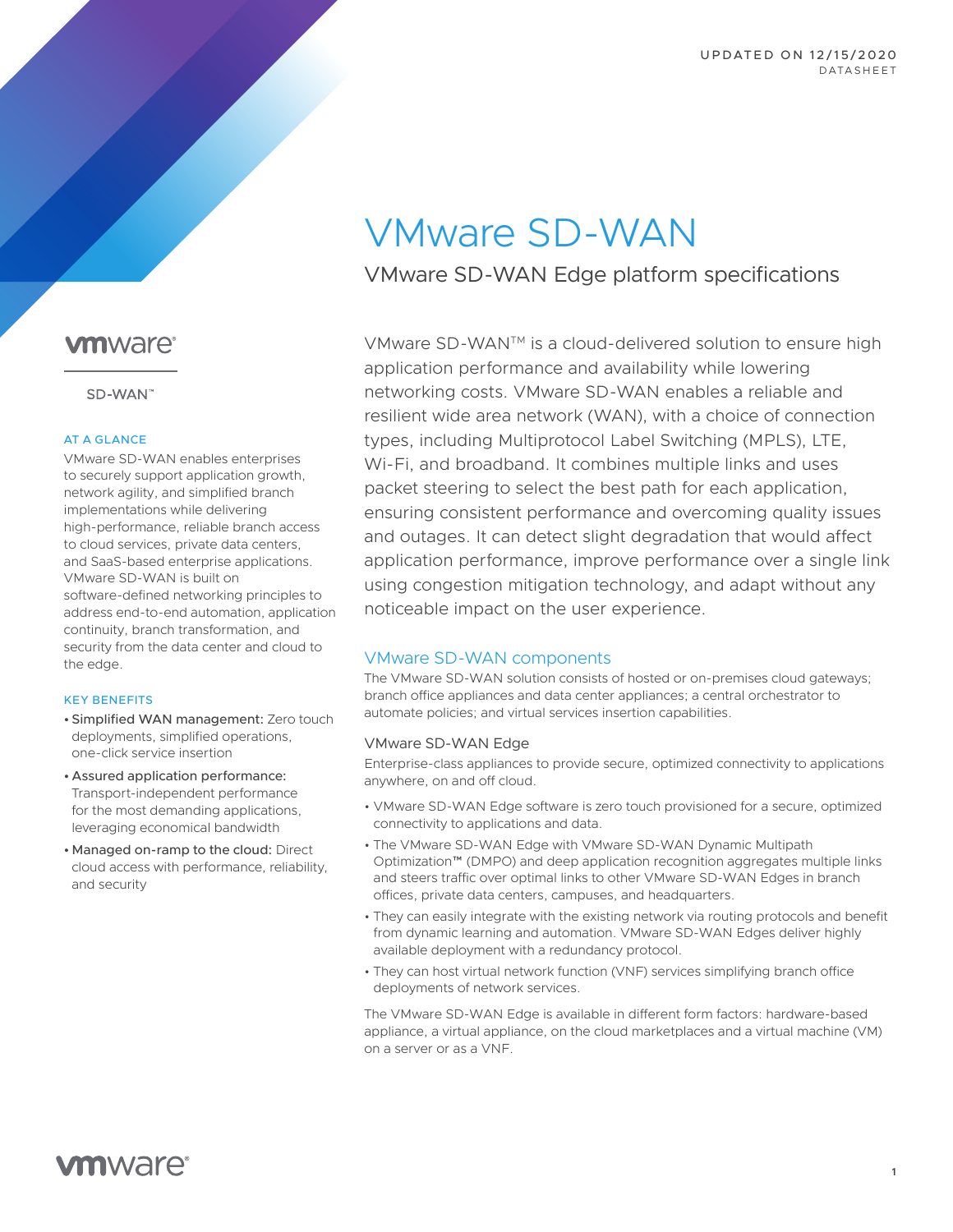UPDATED ON 12/15/2020
DATASHEET

# VMware SD-WAN

## VMware SD-WAN Edge platform specifications

VMware SD-WAN™ is a cloud-delivered solution to ensure high application performance and availability while lowering networking costs. VMware SD-WAN enables a reliable and resilient wide area network (WAN), with a choice of connection types, including Multiprotocol Label Switching (MPLS), LTE, Wi-Fi, and broadband. It combines multiple links and uses packet steering to select the best path for each application, ensuring consistent performance and overcoming quality issues and outages. It can detect slight degradation that would affect application performance, improve performance over a single link using congestion mitigation technology, and adapt without any noticeable impact on the user experience.

vmware SD-WAN™

**AT A GLANCE**

VMware SD-WAN enables enterprises to securely support application growth, network agility, and simplified branch implementations while delivering high-performance, reliable branch access to cloud services, private data centers, and SaaS-based enterprise applications. VMware SD-WAN is built on software-defined networking principles to address end-to-end automation, application continuity, branch transformation, and security from the data center and cloud to the edge.

**KEY BENEFITS**

- **Simplified WAN management:** Zero touch deployments, simplified operations, one-click service insertion
- **Assured application performance:** Transport-independent performance for the most demanding applications, leveraging economical bandwidth
- **Managed on-ramp to the cloud:** Direct cloud access with performance, reliability, and security

## VMware SD-WAN components

The VMware SD-WAN solution consists of hosted or on-premises cloud gateways; branch office appliances and data center appliances; a central orchestrator to automate policies; and virtual services insertion capabilities.

### VMware SD-WAN Edge

Enterprise-class appliances to provide secure, optimized connectivity to applications anywhere, on and off cloud.

- VMware SD-WAN Edge software is zero touch provisioned for a secure, optimized connectivity to applications and data.
- The VMware SD-WAN Edge with VMware SD-WAN Dynamic Multipath Optimization™ (DMPO) and deep application recognition aggregates multiple links and steers traffic over optimal links to other VMware SD-WAN Edges in branch offices, private data centers, campuses, and headquarters.
- They can easily integrate with the existing network via routing protocols and benefit from dynamic learning and automation. VMware SD-WAN Edges deliver highly available deployment with a redundancy protocol.
- They can host virtual network function (VNF) services simplifying branch office deployments of network services.

The VMware SD-WAN Edge is available in different form factors: hardware-based appliance, a virtual appliance, on the cloud marketplaces and a virtual machine (VM) on a server or as a VNF.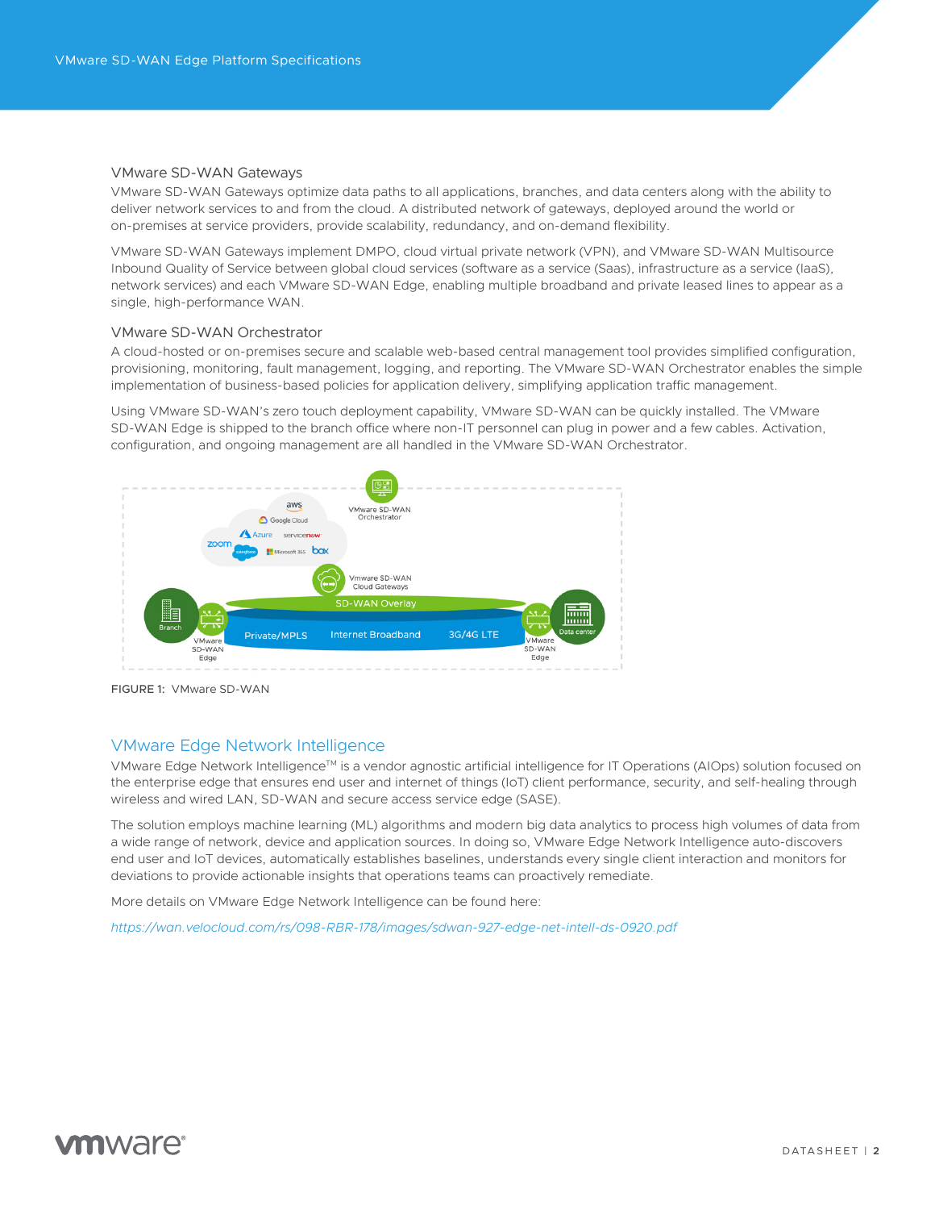### VMware SD-WAN Gateways

VMware SD-WAN Gateways optimize data paths to all applications, branches, and data centers along with the ability to deliver network services to and from the cloud. A distributed network of gateways, deployed around the world or on-premises at service providers, provide scalability, redundancy, and on-demand flexibility.

VMware SD-WAN Gateways implement DMPO, cloud virtual private network (VPN), and VMware SD-WAN Multisource Inbound Quality of Service between global cloud services (software as a service (Saas), infrastructure as a service (IaaS), network services) and each VMware SD-WAN Edge, enabling multiple broadband and private leased lines to appear as a single, high-performance WAN.

### VMware SD-WAN Orchestrator

A cloud-hosted or on-premises secure and scalable web-based central management tool provides simplified configuration, provisioning, monitoring, fault management, logging, and reporting. The VMware SD-WAN Orchestrator enables the simple implementation of business-based policies for application delivery, simplifying application traffic management.

Using VMware SD-WAN's zero touch deployment capability, VMware SD-WAN can be quickly installed. The VMware SD-WAN Edge is shipped to the branch office where non-IT personnel can plug in power and a few cables. Activation, configuration, and ongoing management are all handled in the VMware SD-WAN Orchestrator.

FIGURE 1: VMware SD-WAN

## VMware Edge Network Intelligence

VMware Edge Network Intelligence™ is a vendor agnostic artificial intelligence for IT Operations (AIOps) solution focused on the enterprise edge that ensures end user and internet of things (IoT) client performance, security, and self-healing through wireless and wired LAN, SD-WAN and secure access service edge (SASE).

The solution employs machine learning (ML) algorithms and modern big data analytics to process high volumes of data from a wide range of network, device and application sources. In doing so, VMware Edge Network Intelligence auto-discovers end user and IoT devices, automatically establishes baselines, understands every single client interaction and monitors for deviations to provide actionable insights that operations teams can proactively remediate.

More details on VMware Edge Network Intelligence can be found here:

*https://wan.velocloud.com/rs/098-RBR-178/images/sdwan-927-edge-net-intell-ds-0920.pdf*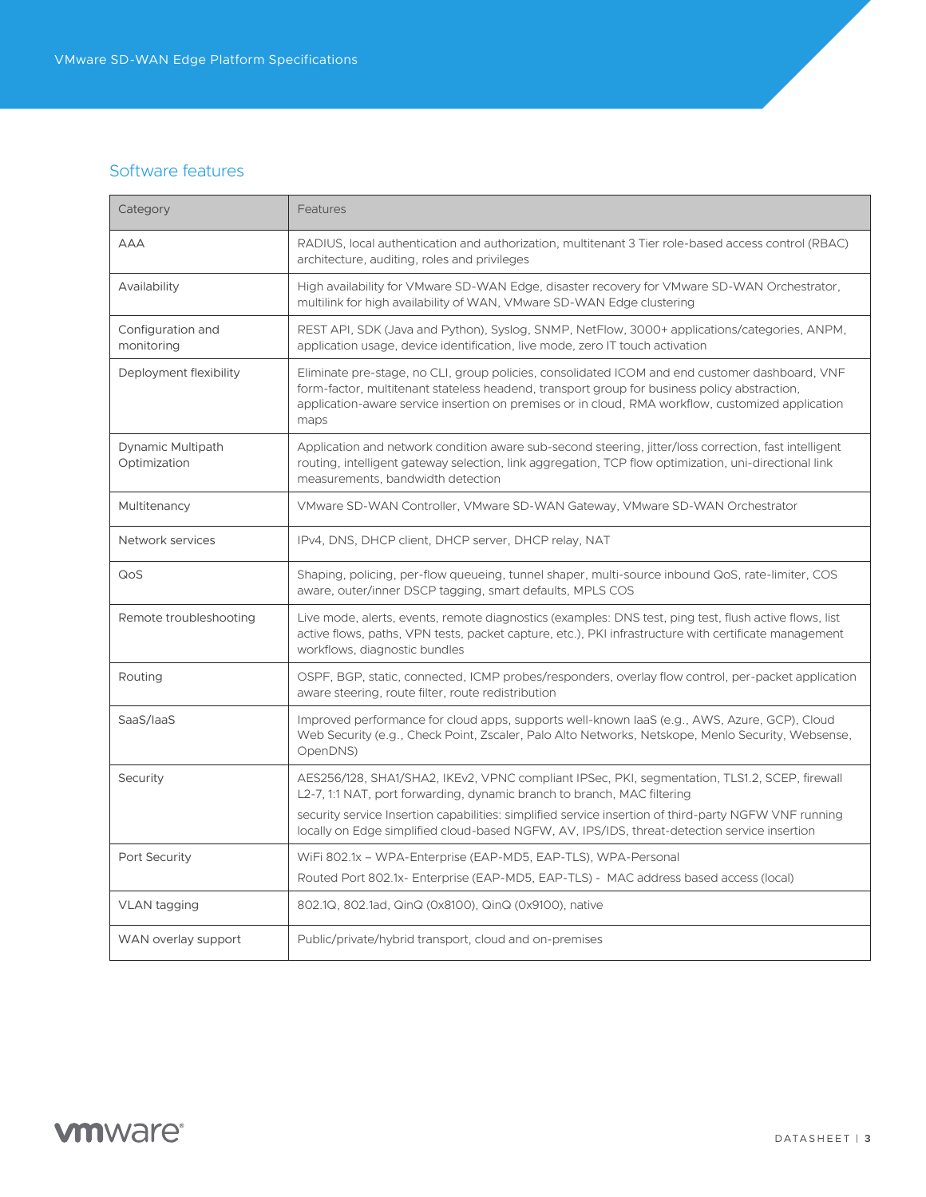## Software features

| Category | Features |
| --- | --- |
| AAA | RADIUS, local authentication and authorization, multitenant 3 Tier role-based access control (RBAC) architecture, auditing, roles and privileges |
| Availability | High availability for VMware SD-WAN Edge, disaster recovery for VMware SD-WAN Orchestrator, multilink for high availability of WAN, VMware SD-WAN Edge clustering |
| Configuration and monitoring | REST API, SDK (Java and Python), Syslog, SNMP, NetFlow, 3000+ applications/categories, ANPM, application usage, device identification, live mode, zero IT touch activation |
| Deployment flexibility | Eliminate pre-stage, no CLI, group policies, consolidated ICOM and end customer dashboard, VNF form-factor, multitenant stateless headend, transport group for business policy abstraction, application-aware service insertion on premises or in cloud, RMA workflow, customized application maps |
| Dynamic Multipath Optimization | Application and network condition aware sub-second steering, jitter/loss correction, fast intelligent routing, intelligent gateway selection, link aggregation, TCP flow optimization, uni-directional link measurements, bandwidth detection |
| Multitenancy | VMware SD-WAN Controller, VMware SD-WAN Gateway, VMware SD-WAN Orchestrator |
| Network services | IPv4, DNS, DHCP client, DHCP server, DHCP relay, NAT |
| QoS | Shaping, policing, per-flow queueing, tunnel shaper, multi-source inbound QoS, rate-limiter, COS aware, outer/inner DSCP tagging, smart defaults, MPLS COS |
| Remote troubleshooting | Live mode, alerts, events, remote diagnostics (examples: DNS test, ping test, flush active flows, list active flows, paths, VPN tests, packet capture, etc.), PKI infrastructure with certificate management workflows, diagnostic bundles |
| Routing | OSPF, BGP, static, connected, ICMP probes/responders, overlay flow control, per-packet application aware steering, route filter, route redistribution |
| SaaS/IaaS | Improved performance for cloud apps, supports well-known IaaS (e.g., AWS, Azure, GCP), Cloud Web Security (e.g., Check Point, Zscaler, Palo Alto Networks, Netskope, Menlo Security, Websense, OpenDNS) |
| Security | AES256/128, SHA1/SHA2, IKEv2, VPNC compliant IPSec, PKI, segmentation, TLS1.2, SCEP, firewall L2-7, 1:1 NAT, port forwarding, dynamic branch to branch, MAC filtering<br>security service Insertion capabilities: simplified service insertion of third-party NGFW VNF running locally on Edge simplified cloud-based NGFW, AV, IPS/IDS, threat-detection service insertion |
| Port Security | WiFi 802.1x – WPA-Enterprise (EAP-MD5, EAP-TLS), WPA-Personal<br>Routed Port 802.1x- Enterprise (EAP-MD5, EAP-TLS) - MAC address based access (local) |
| VLAN tagging | 802.1Q, 802.1ad, QinQ (0x8100), QinQ (0x9100), native |
| WAN overlay support | Public/private/hybrid transport, cloud and on-premises |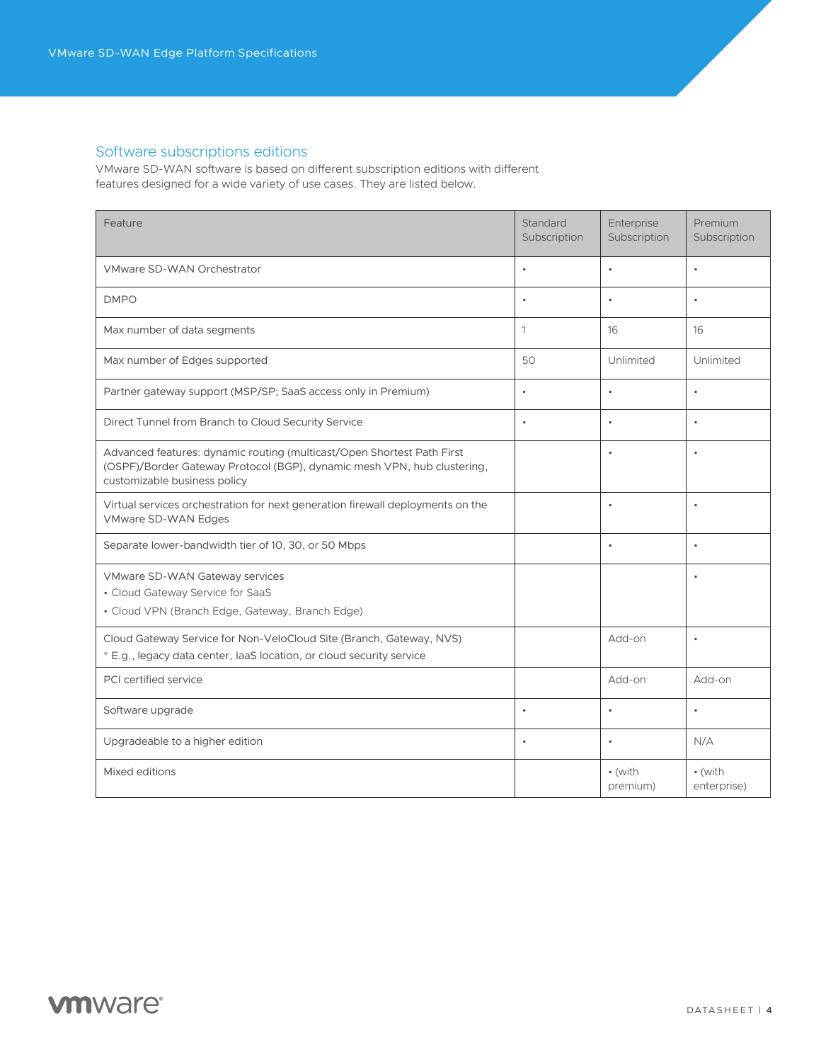## Software subscriptions editions

VMware SD-WAN software is based on different subscription editions with different features designed for a wide variety of use cases. They are listed below.

| Feature | Standard Subscription | Enterprise Subscription | Premium Subscription |
|---|---|---|---|
| VMware SD-WAN Orchestrator | • | • | • |
| DMPO | • | • | • |
| Max number of data segments | 1 | 16 | 16 |
| Max number of Edges supported | 50 | Unlimited | Unlimited |
| Partner gateway support (MSP/SP; SaaS access only in Premium) | • | • | • |
| Direct Tunnel from Branch to Cloud Security Service | • | • | • |
| Advanced features: dynamic routing (multicast/Open Shortest Path First (OSPF)/Border Gateway Protocol (BGP), dynamic mesh VPN, hub clustering, customizable business policy | | • | • |
| Virtual services orchestration for next generation firewall deployments on the VMware SD-WAN Edges | | • | • |
| Separate lower-bandwidth tier of 10, 30, or 50 Mbps | | • | • |
| VMware SD-WAN Gateway services<br>• Cloud Gateway Service for SaaS<br>• Cloud VPN (Branch Edge, Gateway, Branch Edge) | | | • |
| Cloud Gateway Service for Non-VeloCloud Site (Branch, Gateway, NVS)<br>* E.g., legacy data center, IaaS location, or cloud security service | | Add-on | • |
| PCI certified service | | Add-on | Add-on |
| Software upgrade | • | • | • |
| Upgradeable to a higher edition | • | • | N/A |
| Mixed editions | | • (with premium) | • (with enterprise) |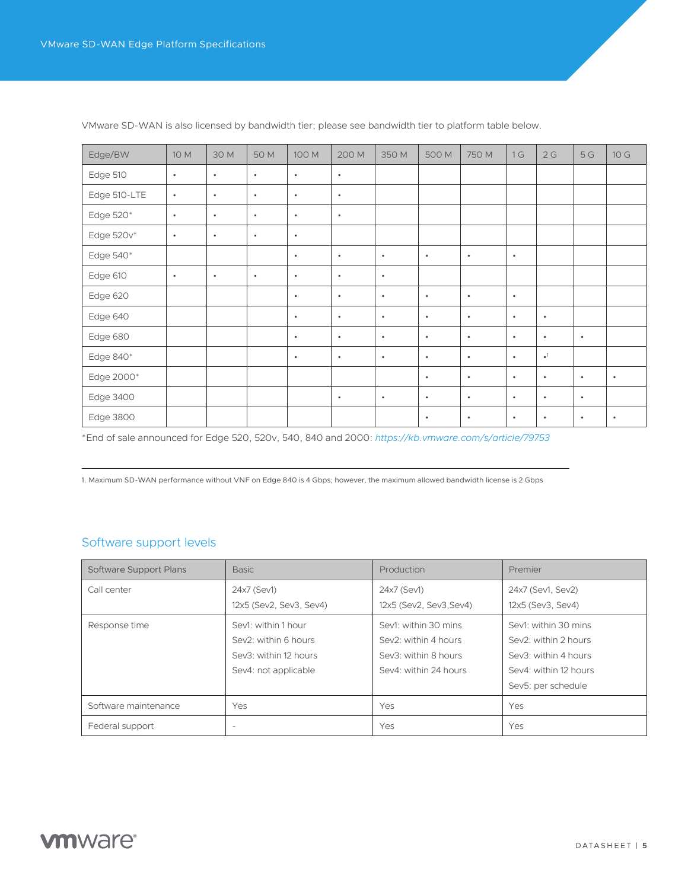VMware SD-WAN is also licensed by bandwidth tier; please see bandwidth tier to platform table below.

| Edge/BW | 10 M | 30 M | 50 M | 100 M | 200 M | 350 M | 500 M | 750 M | 1 G | 2 G | 5 G | 10 G |
|---|---|---|---|---|---|---|---|---|---|---|---|---|
| Edge 510 | • | • | • | • | • | | | | | | | |
| Edge 510-LTE | • | • | • | • | • | | | | | | | |
| Edge 520* | • | • | • | • | • | | | | | | | |
| Edge 520v* | • | • | • | • | | | | | | | | |
| Edge 540* | | | | • | • | • | • | • | • | | | |
| Edge 610 | • | • | • | • | • | • | | | | | | |
| Edge 620 | | | | • | • | • | • | • | • | | | |
| Edge 640 | | | | • | • | • | • | • | • | • | | |
| Edge 680 | | | | • | • | • | • | • | • | • | • | |
| Edge 840* | | | | • | • | • | • | • | • | •[1] | | |
| Edge 2000* | | | | | | | • | • | • | • | • | • |
| Edge 3400 | | | | | • | • | • | • | • | • | • | |
| Edge 3800 | | | | | | | • | • | • | • | • | • |

*End of sale announced for Edge 520, 520v, 540, 840 and 2000: *https://kb.vmware.com/s/article/79753*

1. Maximum SD-WAN performance without VNF on Edge 840 is 4 Gbps; however, the maximum allowed bandwidth license is 2 Gbps

## Software support levels

| Software Support Plans | Basic | Production | Premier |
|---|---|---|---|
| Call center | 24x7 (Sev1)<br>12x5 (Sev2, Sev3, Sev4) | 24x7 (Sev1)<br>12x5 (Sev2, Sev3,Sev4) | 24x7 (Sev1, Sev2)<br>12x5 (Sev3, Sev4) |
| Response time | Sev1: within 1 hour<br>Sev2: within 6 hours<br>Sev3: within 12 hours<br>Sev4: not applicable | Sev1: within 30 mins<br>Sev2: within 4 hours<br>Sev3: within 8 hours<br>Sev4: within 24 hours | Sev1: within 30 mins<br>Sev2: within 2 hours<br>Sev3: within 4 hours<br>Sev4: within 12 hours<br>Sev5: per schedule |
| Software maintenance | Yes | Yes | Yes |
| Federal support | - | Yes | Yes |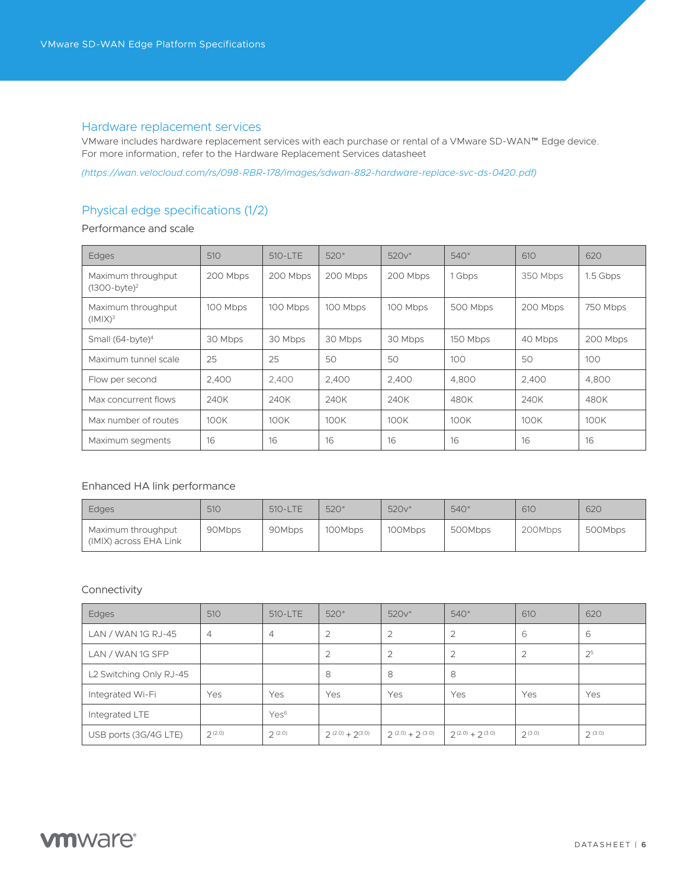## Hardware replacement services

VMware includes hardware replacement services with each purchase or rental of a VMware SD-WAN™ Edge device. For more information, refer to the Hardware Replacement Services datasheet

*(https://wan.velocloud.com/rs/098-RBR-178/images/sdwan-882-hardware-replace-svc-ds-0420.pdf)*

## Physical edge specifications (1/2)

### Performance and scale

| Edges | 510 | 510-LTE | 520* | 520v* | 540* | 610 | 620 |
|---|---|---|---|---|---|---|---|
| Maximum throughput (1300-byte)[2] | 200 Mbps | 200 Mbps | 200 Mbps | 200 Mbps | 1 Gbps | 350 Mbps | 1.5 Gbps |
| Maximum throughput (IMIX)[3] | 100 Mbps | 100 Mbps | 100 Mbps | 100 Mbps | 500 Mbps | 200 Mbps | 750 Mbps |
| Small (64-byte)[4] | 30 Mbps | 30 Mbps | 30 Mbps | 30 Mbps | 150 Mbps | 40 Mbps | 200 Mbps |
| Maximum tunnel scale | 25 | 25 | 50 | 50 | 100 | 50 | 100 |
| Flow per second | 2,400 | 2,400 | 2,400 | 2,400 | 4,800 | 2,400 | 4,800 |
| Max concurrent flows | 240K | 240K | 240K | 240K | 480K | 240K | 480K |
| Max number of routes | 100K | 100K | 100K | 100K | 100K | 100K | 100K |
| Maximum segments | 16 | 16 | 16 | 16 | 16 | 16 | 16 |

### Enhanced HA link performance

| Edges | 510 | 510-LTE | 520* | 520v* | 540* | 610 | 620 |
|---|---|---|---|---|---|---|---|
| Maximum throughput (IMIX) across EHA Link | 90Mbps | 90Mbps | 100Mbps | 100Mbps | 500Mbps | 200Mbps | 500Mbps |

### Connectivity

| Edges | 510 | 510-LTE | 520* | 520v* | 540* | 610 | 620 |
|---|---|---|---|---|---|---|---|
| LAN / WAN 1G RJ-45 | 4 | 4 | 2 | 2 | 2 | 6 | 6 |
| LAN / WAN 1G SFP | | | 2 | 2 | 2 | 2 | 2[5] |
| L2 Switching Only RJ-45 | | | 8 | 8 | 8 | | |
| Integrated Wi-Fi | Yes | Yes | Yes | Yes | Yes | Yes | Yes |
| Integrated LTE | | Yes[6] | | | | | |
| USB ports (3G/4G LTE) | 2 (2.0) | 2 (2.0) | 2 (2.0) + 2 (3.0) | 2 (2.0) + 2 (3.0) | 2 (2.0) + 2 (3.0) | 2 (3.0) | 2 (3.0) |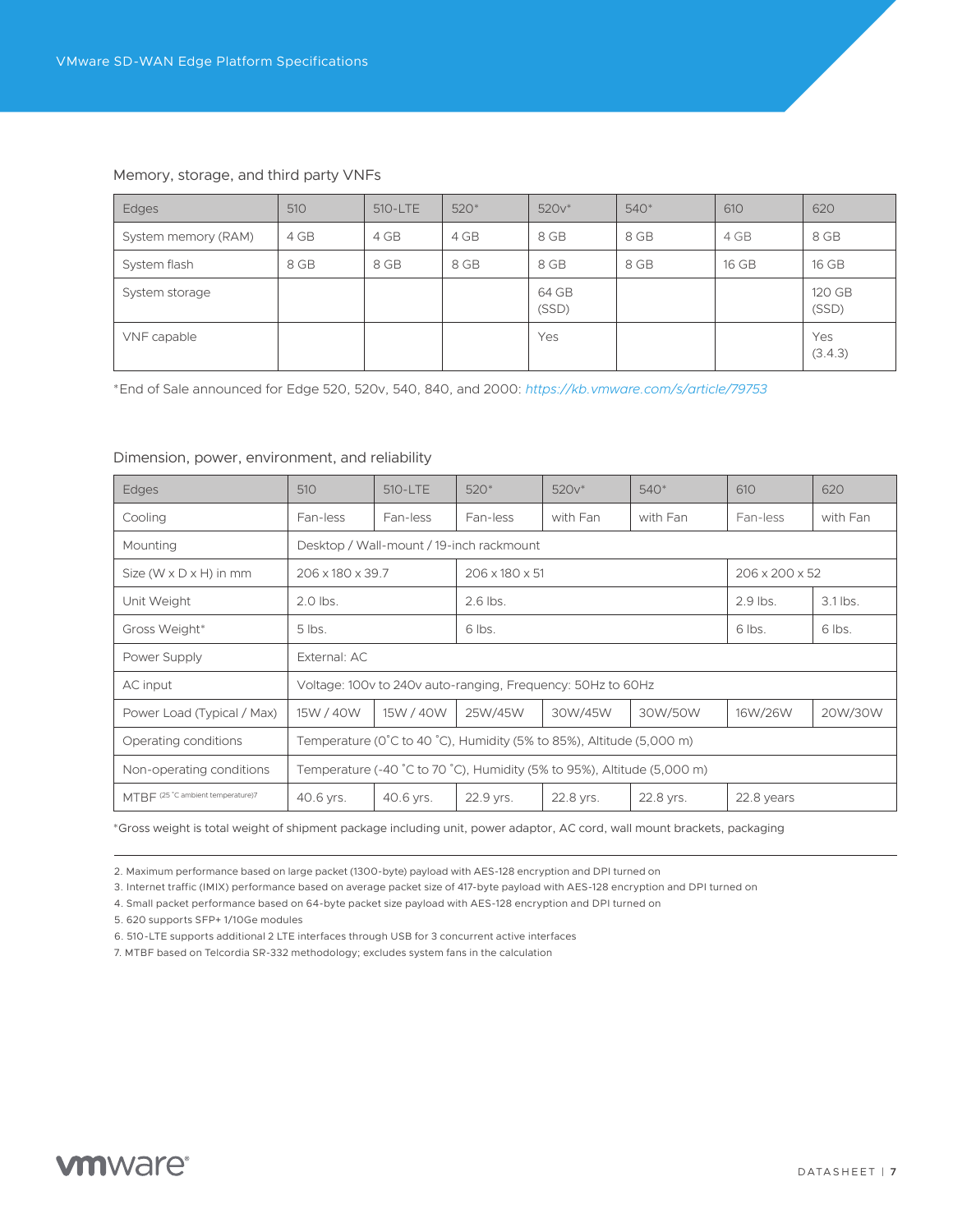### Memory, storage, and third party VNFs

| Edges | 510 | 510-LTE | 520* | 520v* | 540* | 610 | 620 |
|---|---|---|---|---|---|---|---|
| System memory (RAM) | 4 GB | 4 GB | 4 GB | 8 GB | 8 GB | 4 GB | 8 GB |
| System flash | 8 GB | 8 GB | 8 GB | 8 GB | 8 GB | 16 GB | 16 GB |
| System storage | | | | 64 GB (SSD) | | | 120 GB (SSD) |
| VNF capable | | | | Yes | | | Yes (3.4.3) |

*End of Sale announced for Edge 520, 520v, 540, 840, and 2000: *https://kb.vmware.com/s/article/79753*

### Dimension, power, environment, and reliability

| Edges | 510 | 510-LTE | 520* | 520v* | 540* | 610 | 620 |
|---|---|---|---|---|---|---|---|
| Cooling | Fan-less | Fan-less | Fan-less | with Fan | with Fan | Fan-less | with Fan |
| Mounting | Desktop / Wall-mount / 19-inch rackmount | | | | | | |
| Size (W x D x H) in mm | 206 x 180 x 39.7 | | 206 x 180 x 51 | | | 206 x 200 x 52 | |
| Unit Weight | 2.0 lbs. | | 2.6 lbs. | | | 2.9 lbs. | 3.1 lbs. |
| Gross Weight* | 5 lbs. | | 6 lbs. | | | 6 lbs. | 6 lbs. |
| Power Supply | External: AC | | | | | | |
| AC input | Voltage: 100v to 240v auto-ranging, Frequency: 50Hz to 60Hz | | | | | | |
| Power Load (Typical / Max) | 15W / 40W | 15W / 40W | 25W/45W | 30W/45W | 30W/50W | 16W/26W | 20W/30W |
| Operating conditions | Temperature (0˚C to 40 ˚C), Humidity (5% to 85%), Altitude (5,000 m) | | | | | | |
| Non-operating conditions | Temperature (-40 ˚C to 70 ˚C), Humidity (5% to 95%), Altitude (5,000 m) | | | | | | |
| MTBF (25 ˚C ambient temperature)[7] | 40.6 yrs. | 40.6 yrs. | 22.9 yrs. | 22.8 yrs. | 22.8 yrs. | 22.8 years | |

*Gross weight is total weight of shipment package including unit, power adaptor, AC cord, wall mount brackets, packaging

2. Maximum performance based on large packet (1300-byte) payload with AES-128 encryption and DPI turned on
3. Internet traffic (IMIX) performance based on average packet size of 417-byte payload with AES-128 encryption and DPI turned on
4. Small packet performance based on 64-byte packet size payload with AES-128 encryption and DPI turned on
5. 620 supports SFP+ 1/10Ge modules
6. 510-LTE supports additional 2 LTE interfaces through USB for 3 concurrent active interfaces
7. MTBF based on Telcordia SR-332 methodology; excludes system fans in the calculation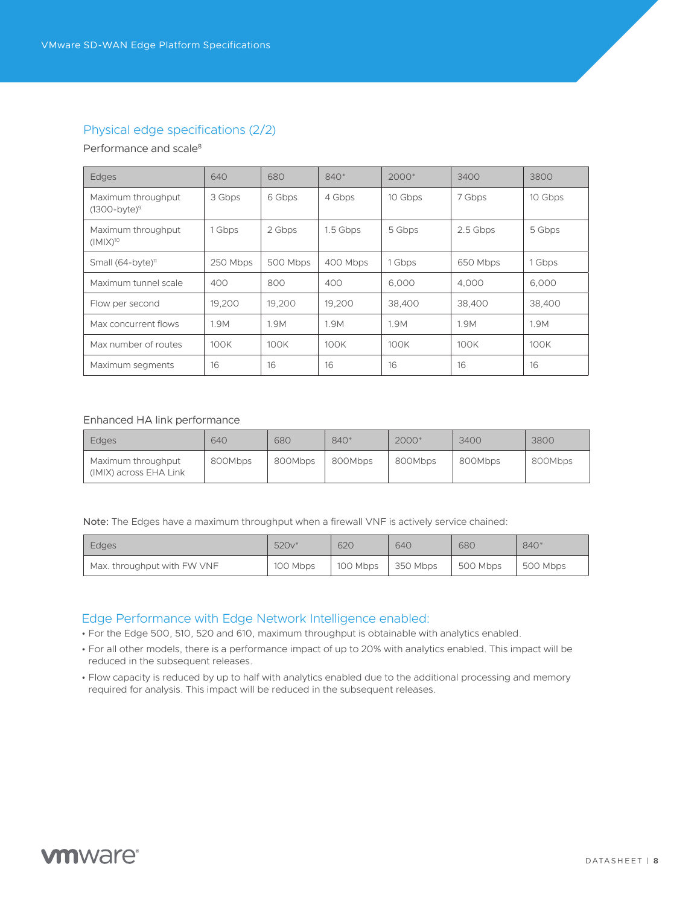## Physical edge specifications (2/2)

Performance and scale[8]

| Edges | 640 | 680 | 840* | 2000* | 3400 | 3800 |
|---|---|---|---|---|---|---|
| Maximum throughput (1300-byte)[9] | 3 Gbps | 6 Gbps | 4 Gbps | 10 Gbps | 7 Gbps | 10 Gbps |
| Maximum throughput (IMIX)[10] | 1 Gbps | 2 Gbps | 1.5 Gbps | 5 Gbps | 2.5 Gbps | 5 Gbps |
| Small (64-byte)[11] | 250 Mbps | 500 Mbps | 400 Mbps | 1 Gbps | 650 Mbps | 1 Gbps |
| Maximum tunnel scale | 400 | 800 | 400 | 6,000 | 4,000 | 6,000 |
| Flow per second | 19,200 | 19,200 | 19,200 | 38,400 | 38,400 | 38,400 |
| Max concurrent flows | 1.9M | 1.9M | 1.9M | 1.9M | 1.9M | 1.9M |
| Max number of routes | 100K | 100K | 100K | 100K | 100K | 100K |
| Maximum segments | 16 | 16 | 16 | 16 | 16 | 16 |

Enhanced HA link performance

| Edges | 640 | 680 | 840* | 2000* | 3400 | 3800 |
|---|---|---|---|---|---|---|
| Maximum throughput (IMIX) across EHA Link | 800Mbps | 800Mbps | 800Mbps | 800Mbps | 800Mbps | 800Mbps |

**Note:** The Edges have a maximum throughput when a firewall VNF is actively service chained:

| Edges | 520v* | 620 | 640 | 680 | 840* |
|---|---|---|---|---|---|
| Max. throughput with FW VNF | 100 Mbps | 100 Mbps | 350 Mbps | 500 Mbps | 500 Mbps |

## Edge Performance with Edge Network Intelligence enabled:

- For the Edge 500, 510, 520 and 610, maximum throughput is obtainable with analytics enabled.
- For all other models, there is a performance impact of up to 20% with analytics enabled. This impact will be reduced in the subsequent releases.
- Flow capacity is reduced by up to half with analytics enabled due to the additional processing and memory required for analysis. This impact will be reduced in the subsequent releases.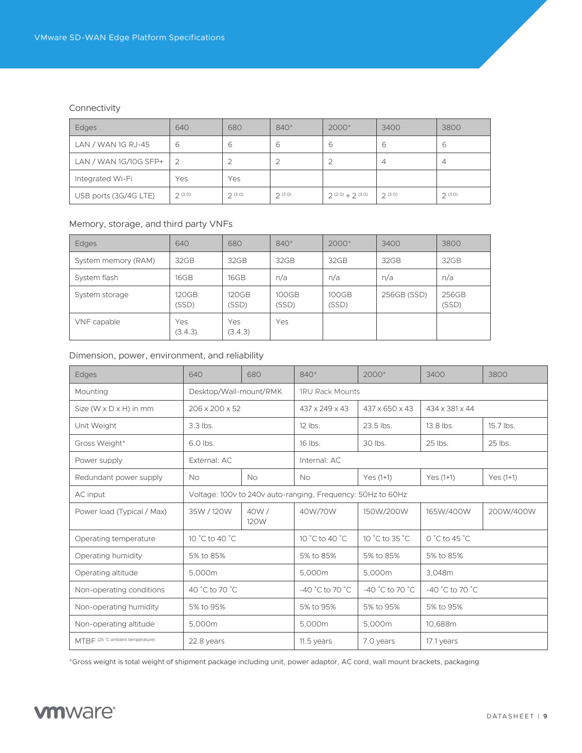### Connectivity

| Edges | 640 | 680 | 840* | 2000* | 3400 | 3800 |
|---|---|---|---|---|---|---|
| LAN / WAN 1G RJ-45 | 6 | 6 | 6 | 6 | 6 | 6 |
| LAN / WAN 1G/10G SFP+ | 2 | 2 | 2 | 2 | 4 | 4 |
| Integrated Wi-Fi | Yes | Yes | | | | |
| USB ports (3G/4G LTE) | 2 (3.0) | 2 (3.0) | 2 (3.0) | 2 (2.0) + 2 (3.0) | 2 (3.0) | 2 (3.0) |

### Memory, storage, and third party VNFs

| Edges | 640 | 680 | 840* | 2000* | 3400 | 3800 |
|---|---|---|---|---|---|---|
| System memory (RAM) | 32GB | 32GB | 32GB | 32GB | 32GB | 32GB |
| System flash | 16GB | 16GB | n/a | n/a | n/a | n/a |
| System storage | 120GB (SSD) | 120GB (SSD) | 100GB (SSD) | 100GB (SSD) | 256GB (SSD) | 256GB (SSD) |
| VNF capable | Yes (3.4.3) | Yes (3.4.3) | Yes | | | |

### Dimension, power, environment, and reliability

| Edges | 640 | 680 | 840* | 2000* | 3400 | 3800 |
|---|---|---|---|---|---|---|
| Mounting | Desktop/Wall-mount/RMK | | 1RU Rack Mounts | | | |
| Size (W x D x H) in mm | 206 x 200 x 52 | | 437 x 249 x 43 | 437 x 650 x 43 | 434 x 381 x 44 | |
| Unit Weight | 3.3 lbs. | | 12 lbs. | 23.5 lbs. | 13.8 lbs. | 15.7 lbs. |
| Gross Weight* | 6.0 lbs. | | 16 lbs. | 30 lbs. | 25 lbs. | 25 lbs. |
| Power supply | External: AC | | Internal: AC | | | |
| Redundant power supply | No | No | No | Yes (1+1) | Yes (1+1) | Yes (1+1) |
| AC input | Voltage: 100v to 240v auto-ranging, Frequency: 50Hz to 60Hz | | | | | |
| Power load (Typical / Max) | 35W / 120W | 40W / 120W | 40W/70W | 150W/200W | 165W/400W | 200W/400W |
| Operating temperature | 10 ˚C to 40 ˚C | | 10 ˚C to 40 ˚C | 10 ˚C to 35 ˚C | 0 ˚C to 45 ˚C | |
| Operating humidity | 5% to 85% | | 5% to 85% | 5% to 85% | 5% to 85% | |
| Operating altitude | 5,000m | | 5,000m | 5,000m | 3,048m | |
| Non-operating conditions | 40 ˚C to 70 ˚C | | -40 ˚C to 70 ˚C | -40 ˚C to 70 ˚C | -40 ˚C to 70 ˚C | |
| Non-operating humidity | 5% to 95% | | 5% to 95% | 5% to 95% | 5% to 95% | |
| Non-operating altitude | 5,000m | | 5,000m | 5,000m | 10,688m | |
| MTBF (25 ˚C ambient temperature) | 22.8 years | | 11.5 years | 7.0 years | 17.1 years | |

*Gross weight is total weight of shipment package including unit, power adaptor, AC cord, wall mount brackets, packaging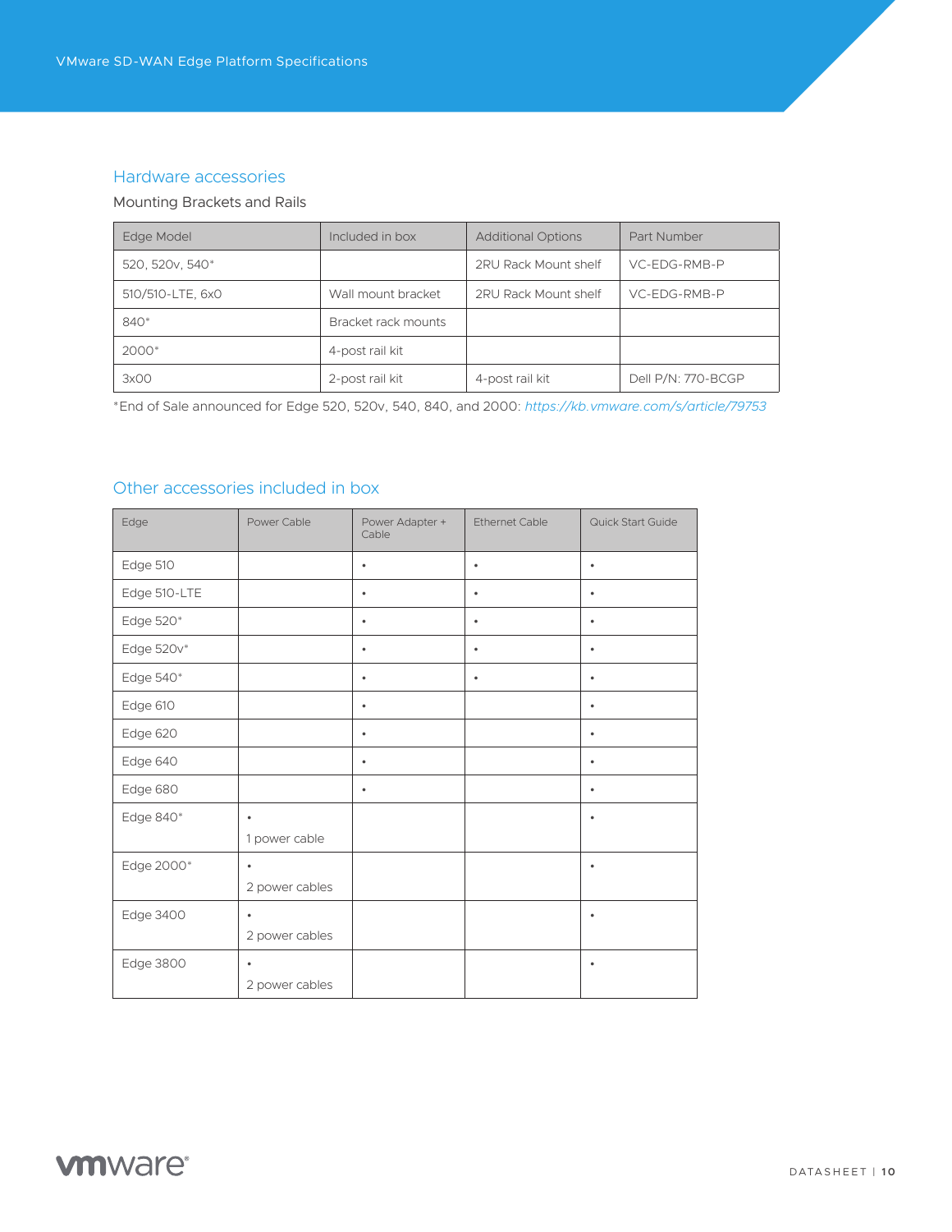## Hardware accessories

### Mounting Brackets and Rails

| Edge Model | Included in box | Additional Options | Part Number |
|---|---|---|---|
| 520, 520v, 540* | | 2RU Rack Mount shelf | VC-EDG-RMB-P |
| 510/510-LTE, 6x0 | Wall mount bracket | 2RU Rack Mount shelf | VC-EDG-RMB-P |
| 840* | Bracket rack mounts | | |
| 2000* | 4-post rail kit | | |
| 3x00 | 2-post rail kit | 4-post rail kit | Dell P/N: 770-BCGP |

*End of Sale announced for Edge 520, 520v, 540, 840, and 2000: *https://kb.vmware.com/s/article/79753*

## Other accessories included in box

| Edge | Power Cable | Power Adapter + Cable | Ethernet Cable | Quick Start Guide |
|---|---|---|---|---|
| Edge 510 | | • | • | • |
| Edge 510-LTE | | • | • | • |
| Edge 520* | | • | • | • |
| Edge 520v* | | • | • | • |
| Edge 540* | | • | • | • |
| Edge 610 | | • | | • |
| Edge 620 | | • | | • |
| Edge 640 | | • | | • |
| Edge 680 | | • | | • |
| Edge 840* | • 1 power cable | | | • |
| Edge 2000* | • 2 power cables | | | • |
| Edge 3400 | • 2 power cables | | | • |
| Edge 3800 | • 2 power cables | | | • |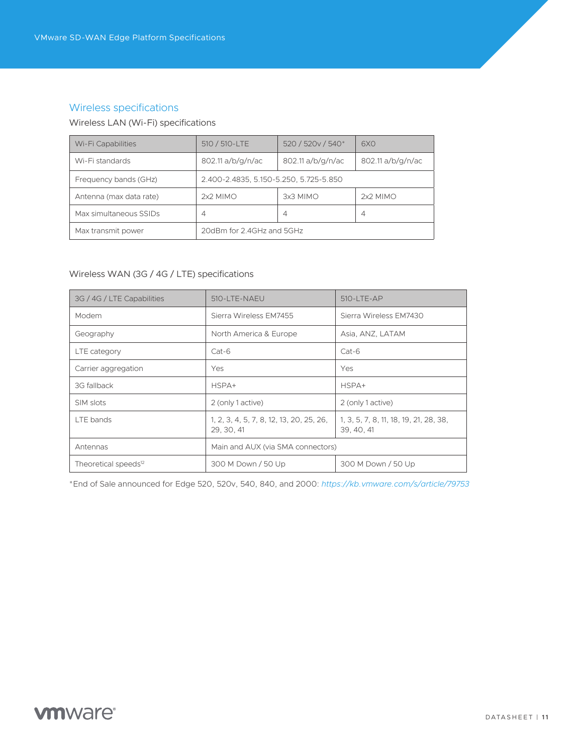## Wireless specifications

### Wireless LAN (Wi-Fi) specifications

| Wi-Fi Capabilities | 510 / 510-LTE | 520 / 520v / 540* | 6X0 |
|---|---|---|---|
| Wi-Fi standards | 802.11 a/b/g/n/ac | 802.11 a/b/g/n/ac | 802.11 a/b/g/n/ac |
| Frequency bands (GHz) | 2.400-2.4835, 5.150-5.250, 5.725-5.850 | | |
| Antenna (max data rate) | 2x2 MIMO | 3x3 MIMO | 2x2 MIMO |
| Max simultaneous SSIDs | 4 | 4 | 4 |
| Max transmit power | 20dBm for 2.4GHz and 5GHz | | |

### Wireless WAN (3G / 4G / LTE) specifications

| 3G / 4G / LTE Capabilities | 510-LTE-NAEU | 510-LTE-AP |
|---|---|---|
| Modem | Sierra Wireless EM7455 | Sierra Wireless EM7430 |
| Geography | North America & Europe | Asia, ANZ, LATAM |
| LTE category | Cat-6 | Cat-6 |
| Carrier aggregation | Yes | Yes |
| 3G fallback | HSPA+ | HSPA+ |
| SIM slots | 2 (only 1 active) | 2 (only 1 active) |
| LTE bands | 1, 2, 3, 4, 5, 7, 8, 12, 13, 20, 25, 26, 29, 30, 41 | 1, 3, 5, 7, 8, 11, 18, 19, 21, 28, 38, 39, 40, 41 |
| Antennas | Main and AUX (via SMA connectors) | |
| Theoretical speeds[12] | 300 M Down / 50 Up | 300 M Down / 50 Up |

*End of Sale announced for Edge 520, 520v, 540, 840, and 2000: *https://kb.vmware.com/s/article/79753*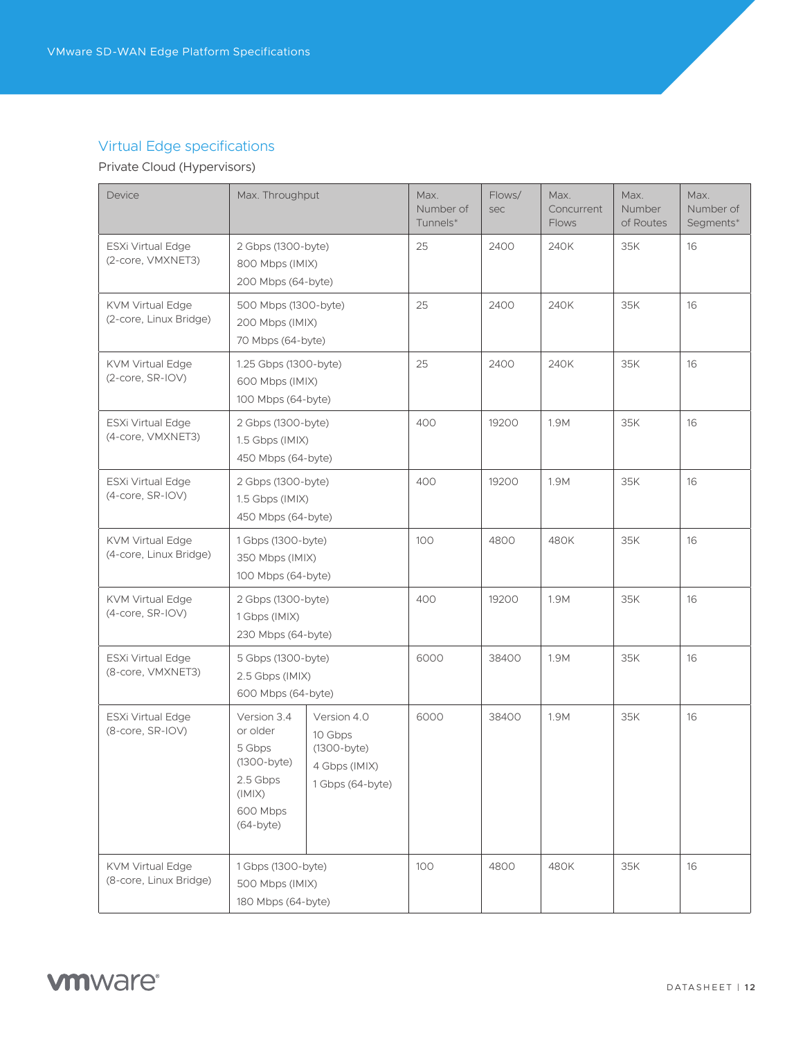## Virtual Edge specifications

Private Cloud (Hypervisors)

| Device | Max. Throughput | | Max. Number of Tunnels* | Flows/ sec | Max. Concurrent Flows | Max. Number of Routes | Max. Number of Segments* |
|---|---|---|---|---|---|---|---|
| ESXi Virtual Edge (2-core, VMXNET3) | 2 Gbps (1300-byte)<br>800 Mbps (IMIX)<br>200 Mbps (64-byte) | | 25 | 2400 | 240K | 35K | 16 |
| KVM Virtual Edge (2-core, Linux Bridge) | 500 Mbps (1300-byte)<br>200 Mbps (IMIX)<br>70 Mbps (64-byte) | | 25 | 2400 | 240K | 35K | 16 |
| KVM Virtual Edge (2-core, SR-IOV) | 1.25 Gbps (1300-byte)<br>600 Mbps (IMIX)<br>100 Mbps (64-byte) | | 25 | 2400 | 240K | 35K | 16 |
| ESXi Virtual Edge (4-core, VMXNET3) | 2 Gbps (1300-byte)<br>1.5 Gbps (IMIX)<br>450 Mbps (64-byte) | | 400 | 19200 | 1.9M | 35K | 16 |
| ESXi Virtual Edge (4-core, SR-IOV) | 2 Gbps (1300-byte)<br>1.5 Gbps (IMIX)<br>450 Mbps (64-byte) | | 400 | 19200 | 1.9M | 35K | 16 |
| KVM Virtual Edge (4-core, Linux Bridge) | 1 Gbps (1300-byte)<br>350 Mbps (IMIX)<br>100 Mbps (64-byte) | | 100 | 4800 | 480K | 35K | 16 |
| KVM Virtual Edge (4-core, SR-IOV) | 2 Gbps (1300-byte)<br>1 Gbps (IMIX)<br>230 Mbps (64-byte) | | 400 | 19200 | 1.9M | 35K | 16 |
| ESXi Virtual Edge (8-core, VMXNET3) | 5 Gbps (1300-byte)<br>2.5 Gbps (IMIX)<br>600 Mbps (64-byte) | | 6000 | 38400 | 1.9M | 35K | 16 |
| ESXi Virtual Edge (8-core, SR-IOV) | Version 3.4 or older<br>5 Gbps (1300-byte)<br>2.5 Gbps (IMIX)<br>600 Mbps (64-byte) | Version 4.0<br>10 Gbps (1300-byte)<br>4 Gbps (IMIX)<br>1 Gbps (64-byte) | 6000 | 38400 | 1.9M | 35K | 16 |
| KVM Virtual Edge (8-core, Linux Bridge) | 1 Gbps (1300-byte)<br>500 Mbps (IMIX)<br>180 Mbps (64-byte) | | 100 | 4800 | 480K | 35K | 16 |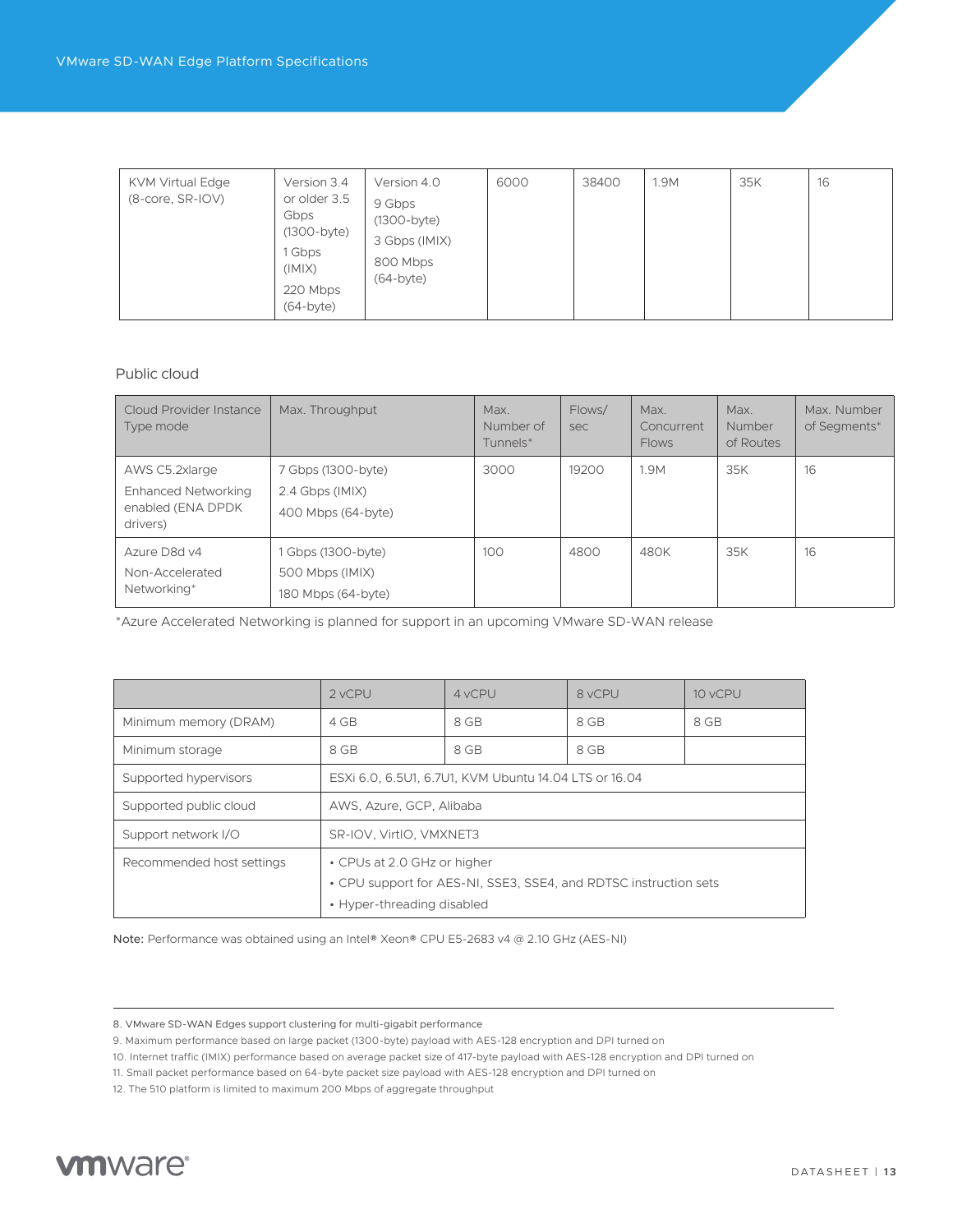| KVM Virtual Edge (8-core, SR-IOV) | Version 3.4 or older 3.5 Gbps (1300-byte) 1 Gbps (IMIX) 220 Mbps (64-byte) | Version 4.0 9 Gbps (1300-byte) 3 Gbps (IMIX) 800 Mbps (64-byte) | 6000 | 38400 | 1.9M | 35K | 16 |
|---|---|---|---|---|---|---|---|

Public cloud

| Cloud Provider Instance Type mode | Max. Throughput | Max. Number of Tunnels* | Flows/sec | Max. Concurrent Flows | Max. Number of Routes | Max. Number of Segments* |
|---|---|---|---|---|---|---|
| AWS C5.2xlarge Enhanced Networking enabled (ENA DPDK drivers) | 7 Gbps (1300-byte) 2.4 Gbps (IMIX) 400 Mbps (64-byte) | 3000 | 19200 | 1.9M | 35K | 16 |
| Azure D8d v4 Non-Accelerated Networking* | 1 Gbps (1300-byte) 500 Mbps (IMIX) 180 Mbps (64-byte) | 100 | 4800 | 480K | 35K | 16 |

*Azure Accelerated Networking is planned for support in an upcoming VMware SD-WAN release

| | 2 vCPU | 4 vCPU | 8 vCPU | 10 vCPU |
|---|---|---|---|---|
| Minimum memory (DRAM) | 4 GB | 8 GB | 8 GB | 8 GB |
| Minimum storage | 8 GB | 8 GB | 8 GB | |
| Supported hypervisors | ESXi 6.0, 6.5U1, 6.7U1, KVM Ubuntu 14.04 LTS or 16.04 | | | |
| Supported public cloud | AWS, Azure, GCP, Alibaba | | | |
| Support network I/O | SR-IOV, VirtIO, VMXNET3 | | | |
| Recommended host settings | • CPUs at 2.0 GHz or higher<br>• CPU support for AES-NI, SSE3, SSE4, and RDTSC instruction sets<br>• Hyper-threading disabled | | | |

**Note:** Performance was obtained using an Intel® Xeon® CPU E5-2683 v4 @ 2.10 GHz (AES-NI)

8. VMware SD-WAN Edges support clustering for multi-gigabit performance
9. Maximum performance based on large packet (1300-byte) payload with AES-128 encryption and DPI turned on
10. Internet traffic (IMIX) performance based on average packet size of 417-byte payload with AES-128 encryption and DPI turned on
11. Small packet performance based on 64-byte packet size payload with AES-128 encryption and DPI turned on
12. The 510 platform is limited to maximum 200 Mbps of aggregate throughput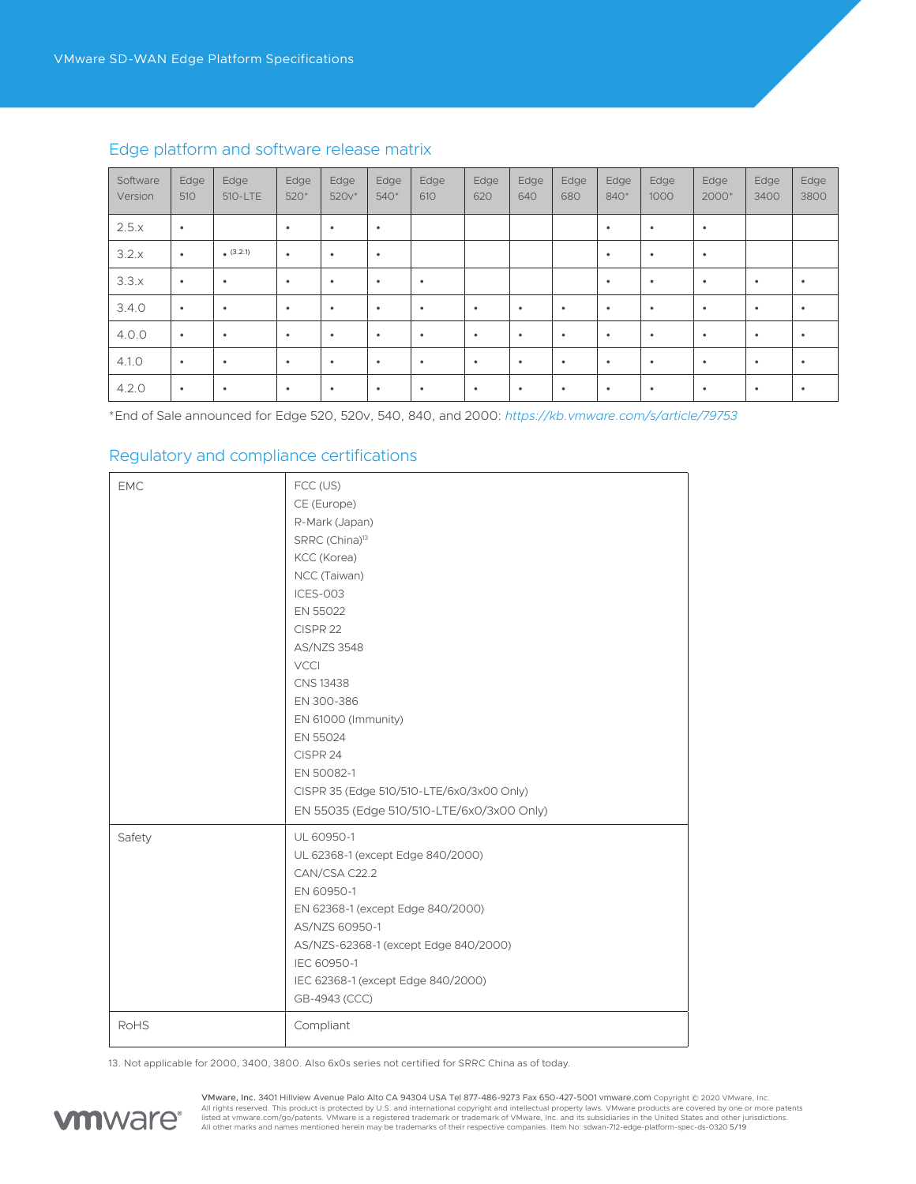## Edge platform and software release matrix

| Software Version | Edge 510 | Edge 510-LTE | Edge 520* | Edge 520v* | Edge 540* | Edge 610 | Edge 620 | Edge 640 | Edge 680 | Edge 840* | Edge 1000 | Edge 2000* | Edge 3400 | Edge 3800 |
|---|---|---|---|---|---|---|---|---|---|---|---|---|---|---|
| 2.5.x | • | | • | • | • | | | | | • | • | • | | |
| 3.2.x | • | • (3.2.1) | • | • | • | | | | | • | • | • | | |
| 3.3.x | • | • | • | • | • | • | | | | • | • | • | • | • |
| 3.4.0 | • | • | • | • | • | • | • | • | • | • | • | • | • | • |
| 4.0.0 | • | • | • | • | • | • | • | • | • | • | • | • | • | • |
| 4.1.0 | • | • | • | • | • | • | • | • | • | • | • | • | • | • |
| 4.2.0 | • | • | • | • | • | • | • | • | • | • | • | • | • | • |

*End of Sale announced for Edge 520, 520v, 540, 840, and 2000: *https://kb.vmware.com/s/article/79753*

## Regulatory and compliance certifications

| | |
|---|---|
| EMC | FCC (US)<br>CE (Europe)<br>R-Mark (Japan)<br>SRRC (China)[13]<br>KCC (Korea)<br>NCC (Taiwan)<br>ICES-003<br>EN 55022<br>CISPR 22<br>AS/NZS 3548<br>VCCI<br>CNS 13438<br>EN 300-386<br>EN 61000 (Immunity)<br>EN 55024<br>CISPR 24<br>EN 50082-1<br>CISPR 35 (Edge 510/510-LTE/6x0/3x00 Only)<br>EN 55035 (Edge 510/510-LTE/6x0/3x00 Only) |
| Safety | UL 60950-1<br>UL 62368-1 (except Edge 840/2000)<br>CAN/CSA C22.2<br>EN 60950-1<br>EN 62368-1 (except Edge 840/2000)<br>AS/NZS 60950-1<br>AS/NZS-62368-1 (except Edge 840/2000)<br>IEC 60950-1<br>IEC 62368-1 (except Edge 840/2000)<br>GB-4943 (CCC) |
| RoHS | Compliant |

13. Not applicable for 2000, 3400, 3800. Also 6x0s series not certified for SRRC China as of today.

**VMware, Inc.** 3401 Hillview Avenue Palo Alto CA 94304 USA Tel 877-486-9273 Fax 650-427-5001 vmware.com Copyright © 2020 VMware, Inc. All rights reserved. This product is protected by U.S. and international copyright and intellectual property laws. VMware products are covered by one or more patents listed at vmware.com/go/patents. VMware is a registered trademark or trademark of VMware, Inc. and its subsidiaries in the United States and other jurisdictions. All other marks and names mentioned herein may be trademarks of their respective companies. Item No: sdwan-712-edge-platform-spec-ds-0320